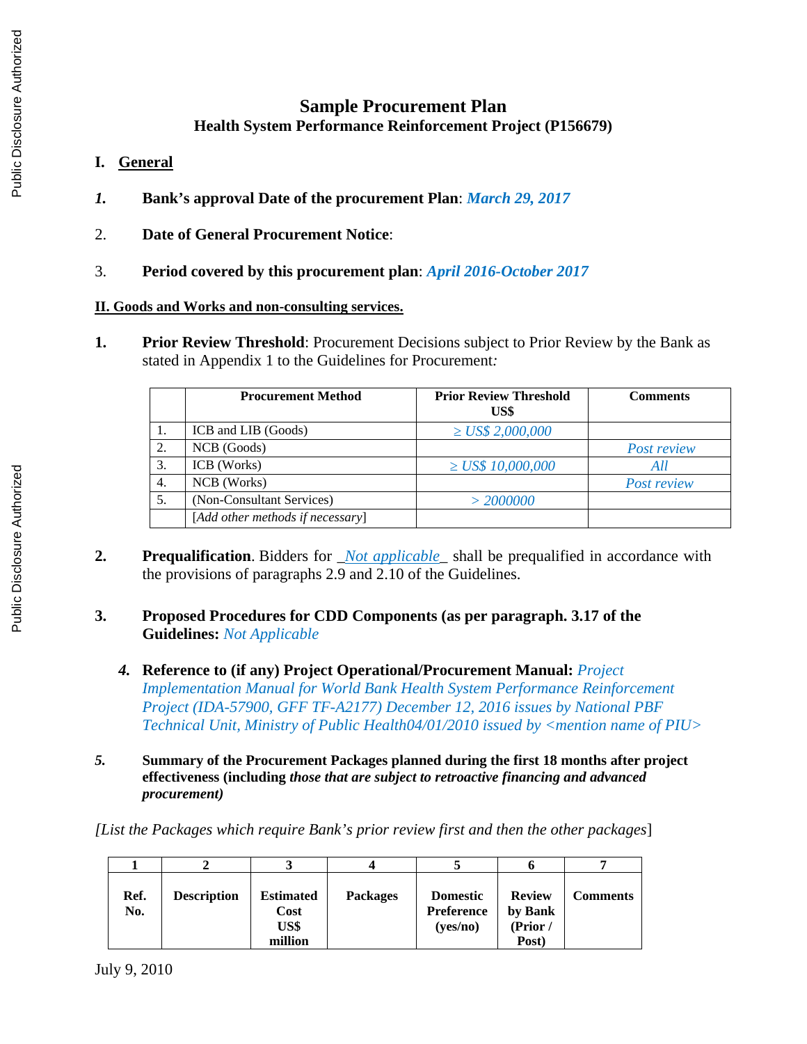# Sample Procurement Plan

## Health System Performance Reinforcement Project (P156679)

## I. General

*1.* **Bank's approval Date of the procurement Plan**: ***March 29, 2017***

2. **Date of General Procurement Notice**:

3. **Period covered by this procurement plan**: ***April 2016-October 2017***

## II. Goods and Works and non-consulting services.

**1.** **Prior Review Threshold**: Procurement Decisions subject to Prior Review by the Bank as stated in Appendix 1 to the Guidelines for Procurement*:*

| | Procurement Method | Prior Review Threshold US$ | Comments |
|---|---|---|---|
| 1. | ICB and LIB (Goods) | *≥ US$ 2,000,000* | |
| 2. | NCB (Goods) | | *Post review* |
| 3. | ICB (Works) | *≥ US$ 10,000,000* | *All* |
| 4. | NCB (Works) | | *Post review* |
| 5. | (Non-Consultant Services) | *> 2000000* | |
| | [*Add other methods if necessary*] | | |

**2.** **Prequalification**. Bidders for _*Not applicable*_ shall be prequalified in accordance with the provisions of paragraphs 2.9 and 2.10 of the Guidelines.

**3.** **Proposed Procedures for CDD Components (as per paragraph. 3.17 of the Guidelines:** *Not Applicable*

***4.*** **Reference to (if any) Project Operational/Procurement Manual:** *Project Implementation Manual for World Bank Health System Performance Reinforcement Project (IDA-57900, GFF TF-A2177) December 12, 2016 issues by National PBF Technical Unit, Ministry of Public Health04/01/2010 issued by <mention name of PIU>*

***5.*** **Summary of the Procurement Packages planned during the first 18 months after project effectiveness (including *those that are subject to retroactive financing and advanced procurement)***

[*List the Packages which require Bank's prior review first and then the other packages*]

| 1 | 2 | 3 | 4 | 5 | 6 | 7 |
|---|---|---|---|---|---|---|
| **Ref. No.** | **Description** | **Estimated Cost US$ million** | **Packages** | **Domestic Preference (yes/no)** | **Review by Bank (Prior / Post)** | **Comments** |

July 9, 2010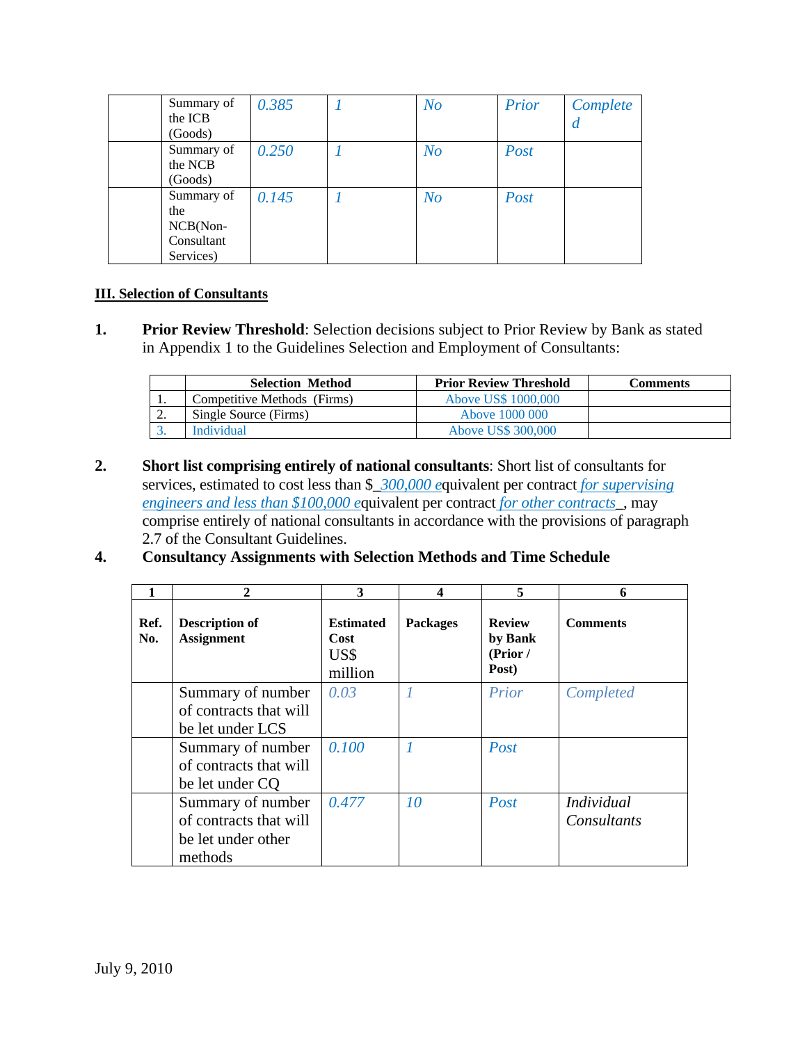|  | Summary of the ICB (Goods) | *0.385* | *1* | *No* | *Prior* | *Completed* |
|---|---|---|---|---|---|---|
|  | Summary of the NCB (Goods) | *0.250* | *1* | *No* | *Post* |  |
|  | Summary of the NCB(Non-Consultant Services) | *0.145* | *1* | *No* | *Post* |  |

**III. Selection of Consultants**

1. **Prior Review Threshold**: Selection decisions subject to Prior Review by Bank as stated in Appendix 1 to the Guidelines Selection and Employment of Consultants:

|  | Selection Method | Prior Review Threshold | Comments |
|---|---|---|---|
| 1. | Competitive Methods (Firms) | Above US$ 1000,000 |  |
| 2. | Single Source (Firms) | Above 1000 000 |  |
| 3. | Individual | Above US$ 300,000 |  |

2. **Short list comprising entirely of national consultants**: Short list of consultants for services, estimated to cost less than $_*300,000 e*quivalent per contract *for supervising engineers and less than $100,000 e*quivalent per contract *for other contracts*_, may comprise entirely of national consultants in accordance with the provisions of paragraph 2.7 of the Consultant Guidelines.

4. **Consultancy Assignments with Selection Methods and Time Schedule**

| 1 | 2 | 3 | 4 | 5 | 6 |
|---|---|---|---|---|---|
| **Ref. No.** | **Description of Assignment** | **Estimated Cost US$ million** | **Packages** | **Review by Bank (Prior / Post)** | **Comments** |
|  | Summary of number of contracts that will be let under LCS | *0.03* | *1* | *Prior* | *Completed* |
|  | Summary of number of contracts that will be let under CQ | *0.100* | *1* | *Post* |  |
|  | Summary of number of contracts that will be let under other methods | *0.477* | *10* | *Post* | *Individual Consultants* |

July 9, 2010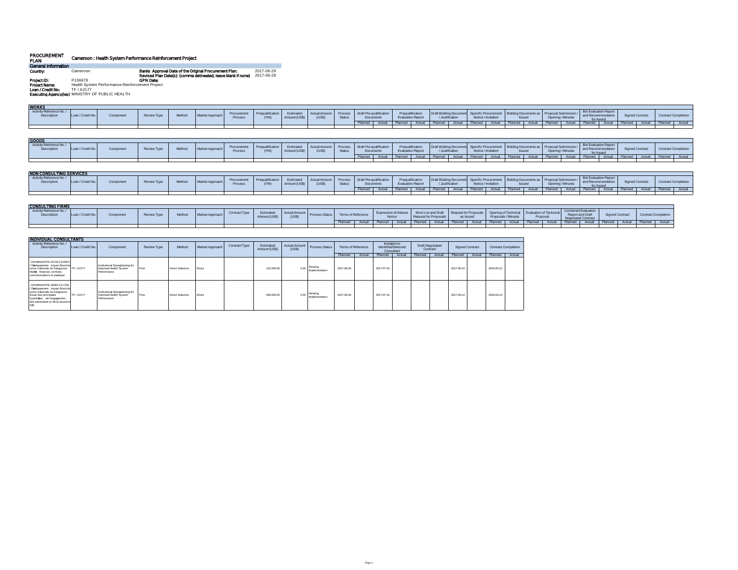# PROCUREMENT PLAN

**Cameroon : Health System Performance Reinforcement Project**

**General Information**

**Country:** Cameroon

**Banks Approval Date of the Original Procurement Plan:** 2017-06-29

**Revised Plan Date(s): (comma delineated, leave blank if none)** 2017-06-29

**Project ID:** P156679

**GPN Date:**

**Project Name:** Health System Performance Reinforcement Project

**Loan / Credit No:** TF / A2177

**Executing Agency(ies):** MINISTRY OF PUBLIC HEALTH

## WORKS

| Activity Reference No. / Description | Loan / Credit No. | Component | Review Type | Method | Market Approach | Procurement Process | Prequalification (Y/N) | Estimated Amount (US$) | Actual Amount (US$) | Process Status | Draft Pre-qualification Documents | | Prequalification Evaluation Report | | Draft Bidding Document / Justification | | Specific Procurement Notice / Invitation | | Bidding Documents as Issued | | Proposal Submission / Opening / Minutes | | Bid Evaluation Report and Recommendation for Award | | Signed Contract | | Contract Completion | |
|---|---|---|---|---|---|---|---|---|---|---|---|---|---|---|---|---|---|---|---|---|---|---|---|---|---|---|---|---|
| | | | | | | | | | | | Planned | Actual | Planned | Actual | Planned | Actual | Planned | Actual | Planned | Actual | Planned | Actual | Planned | Actual | Planned | Actual | Planned | Actual |

## GOODS

| Activity Reference No. / Description | Loan / Credit No. | Component | Review Type | Method | Market Approach | Procurement Process | Prequalification (Y/N) | Estimated Amount (US$) | Actual Amount (US$) | Process Status | Draft Pre-qualification Documents | | Prequalification Evaluation Report | | Draft Bidding Document / Justification | | Specific Procurement Notice / Invitation | | Bidding Documents as Issued | | Proposal Submission / Opening / Minutes | | Bid Evaluation Report and Recommendation for Award | | Signed Contract | | Contract Completion | |
|---|---|---|---|---|---|---|---|---|---|---|---|---|---|---|---|---|---|---|---|---|---|---|---|---|---|---|---|---|
| | | | | | | | | | | | Planned | Actual | Planned | Actual | Planned | Actual | Planned | Actual | Planned | Actual | Planned | Actual | Planned | Actual | Planned | Actual | Planned | Actual |

## NON CONSULTING SERVICES

| Activity Reference No. / Description | Loan / Credit No. | Component | Review Type | Method | Market Approach | Procurement Process | Prequalification (Y/N) | Estimated Amount (US$) | Actual Amount (US$) | Process Status | Draft Pre-qualification Documents | | Prequalification Evaluation Report | | Draft Bidding Document / Justification | | Specific Procurement Notice / Invitation | | Bidding Documents as Issued | | Proposal Submission / Opening / Minutes | | Bid Evaluation Report and Recommendation for Award | | Signed Contract | | Contract Completion | |
|---|---|---|---|---|---|---|---|---|---|---|---|---|---|---|---|---|---|---|---|---|---|---|---|---|---|---|---|---|
| | | | | | | | | | | | Planned | Actual | Planned | Actual | Planned | Actual | Planned | Actual | Planned | Actual | Planned | Actual | Planned | Actual | Planned | Actual | Planned | Actual |

## CONSULTING FIRMS

| Activity Reference No. / Description | Loan / Credit No. | Component | Review Type | Method | Market Approach | Contract Type | Estimated Amount (US$) | Actual Amount (US$) | Process Status | Terms of Reference | | Expression of Interest Notice | | Short List and Draft Request for Proposals | | Request for Proposals as Issued | | Opening of Technical Proposals / Minutes | | Evaluation of Technical Proposal | | Combined Evaluation Report and Draft Negotiated Contract | | Signed Contract | | Contract Completion | |
|---|---|---|---|---|---|---|---|---|---|---|---|---|---|---|---|---|---|---|---|---|---|---|---|---|---|---|---|
| | | | | | | | | | | Planned | Actual | Planned | Actual | Planned | Actual | Planned | Actual | Planned | Actual | Planned | Actual | Planned | Actual | Planned | Actual | Planned | Actual |

## INDIVIDUAL CONSULTANTS

| Activity Reference No. / Description | Loan / Credit No. | Component | Review Type | Method | Market Approach | Contract Type | Estimated Amount (US$) | Actual Amount (US$) | Process Status | Terms of Reference | | Invitation to Identified/Selected Consultant | | Draft Negotiated Contract | | Signed Contract | | Contract Completion | |
|---|---|---|---|---|---|---|---|---|---|---|---|---|---|---|---|---|---|---|---|
| | | | | | | | | | | Planned | Actual | Planned | Actual | Planned | Actual | Planned | Actual | Planned | Actual |
| CM-MINSANTE-10718-CS-INDV / Développement Impact Bond de soins maternels du Kangounou - Modèle financier, contrats, communications et plaidoyer | TF / A2177 | Institutional Strengthening for Improved Health System Performance | Prior | Direct Selection | Direct | | 210,000.00 | 0.00 | Pending Implementation | 2017-06-30 | | 2017-07-10 | | | | 2017-09-13 | | 2018-03-12 | |
| CM-MINSANTE-19093-CS-CDS / Développement Impact Bond de soins maternels du Kangounou - Essai des principales hypothèses, de l'engagement des partenaires et de la structure DIB | TF / A2177 | Institutional Strengthening for Improved Health System Performance | Prior | Direct Selection | Direct | | 280,000.00 | 0.00 | Pending Implementation | 2017-06-30 | | 2017-07-10 | | | | 2017-09-13 | | 2018-03-12 | |